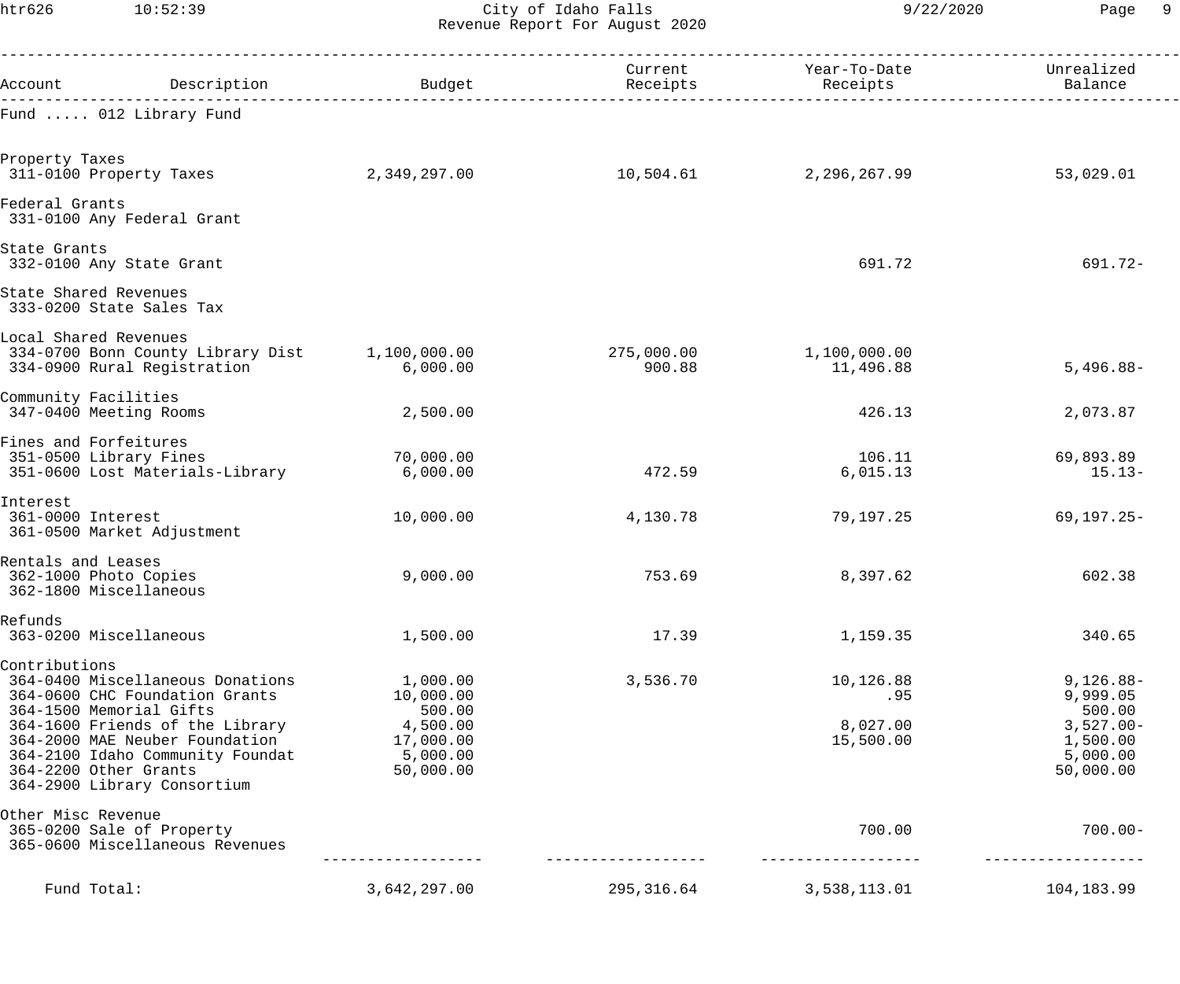# City of Idaho Falls
## Revenue Report For August 2020

| Account | Description | Budget | Current Receipts | Year-To-Date Receipts | Unrealized Balance |
|---|---|---|---|---|---|
| **Fund ..... 012 Library Fund** | | | | | |
| **Property Taxes** | | | | | |
| 311-0100 | Property Taxes | 2,349,297.00 | 10,504.61 | 2,296,267.99 | 53,029.01 |
| **Federal Grants** | | | | | |
| 331-0100 | Any Federal Grant | | | | |
| **State Grants** | | | | | |
| 332-0100 | Any State Grant | | | 691.72 | 691.72- |
| **State Shared Revenues** | | | | | |
| 333-0200 | State Sales Tax | | | | |
| **Local Shared Revenues** | | | | | |
| 334-0700 | Bonn County Library Dist | 1,100,000.00 | 275,000.00 | 1,100,000.00 | |
| 334-0900 | Rural Registration | 6,000.00 | 900.88 | 11,496.88 | 5,496.88- |
| **Community Facilities** | | | | | |
| 347-0400 | Meeting Rooms | 2,500.00 | | 426.13 | 2,073.87 |
| **Fines and Forfeitures** | | | | | |
| 351-0500 | Library Fines | 70,000.00 | | 106.11 | 69,893.89 |
| 351-0600 | Lost Materials-Library | 6,000.00 | 472.59 | 6,015.13 | 15.13- |
| **Interest** | | | | | |
| 361-0000 | Interest | 10,000.00 | 4,130.78 | 79,197.25 | 69,197.25- |
| 361-0500 | Market Adjustment | | | | |
| **Rentals and Leases** | | | | | |
| 362-1000 | Photo Copies | 9,000.00 | 753.69 | 8,397.62 | 602.38 |
| 362-1800 | Miscellaneous | | | | |
| **Refunds** | | | | | |
| 363-0200 | Miscellaneous | 1,500.00 | 17.39 | 1,159.35 | 340.65 |
| **Contributions** | | | | | |
| 364-0400 | Miscellaneous Donations | 1,000.00 | 3,536.70 | 10,126.88 | 9,126.88- |
| 364-0600 | CHC Foundation Grants | 10,000.00 | | .95 | 9,999.05 |
| 364-1500 | Memorial Gifts | 500.00 | | | 500.00 |
| 364-1600 | Friends of the Library | 4,500.00 | | 8,027.00 | 3,527.00- |
| 364-2000 | MAE Neuber Foundation | 17,000.00 | | 15,500.00 | 1,500.00 |
| 364-2100 | Idaho Community Foundat | 5,000.00 | | | 5,000.00 |
| 364-2200 | Other Grants | 50,000.00 | | | 50,000.00 |
| 364-2900 | Library Consortium | | | | |
| **Other Misc Revenue** | | | | | |
| 365-0200 | Sale of Property | | | 700.00 | 700.00- |
| 365-0600 | Miscellaneous Revenues | | | | |
| | **Fund Total:** | 3,642,297.00 | 295,316.64 | 3,538,113.01 | 104,183.99 |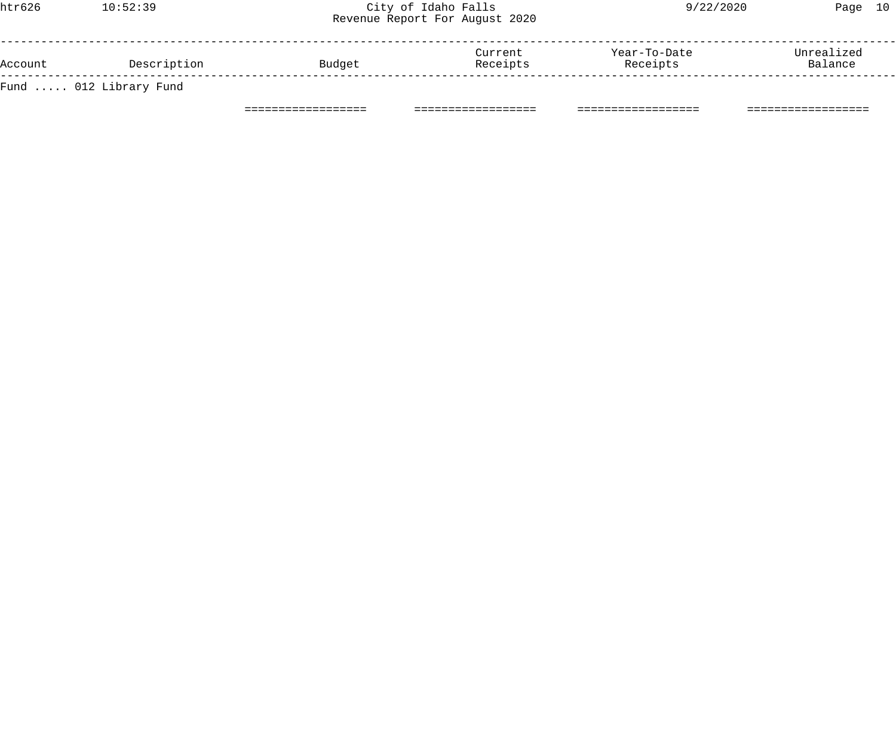City of Idaho Falls

Revenue Report For August 2020

| Account | Description | Budget | Current Receipts | Year-To-Date Receipts | Unrealized Balance |
|---|---|---|---|---|---|
| Fund ..... 012 Library Fund | | | | | |
| | | ================== | ================== | ================== | ================== |